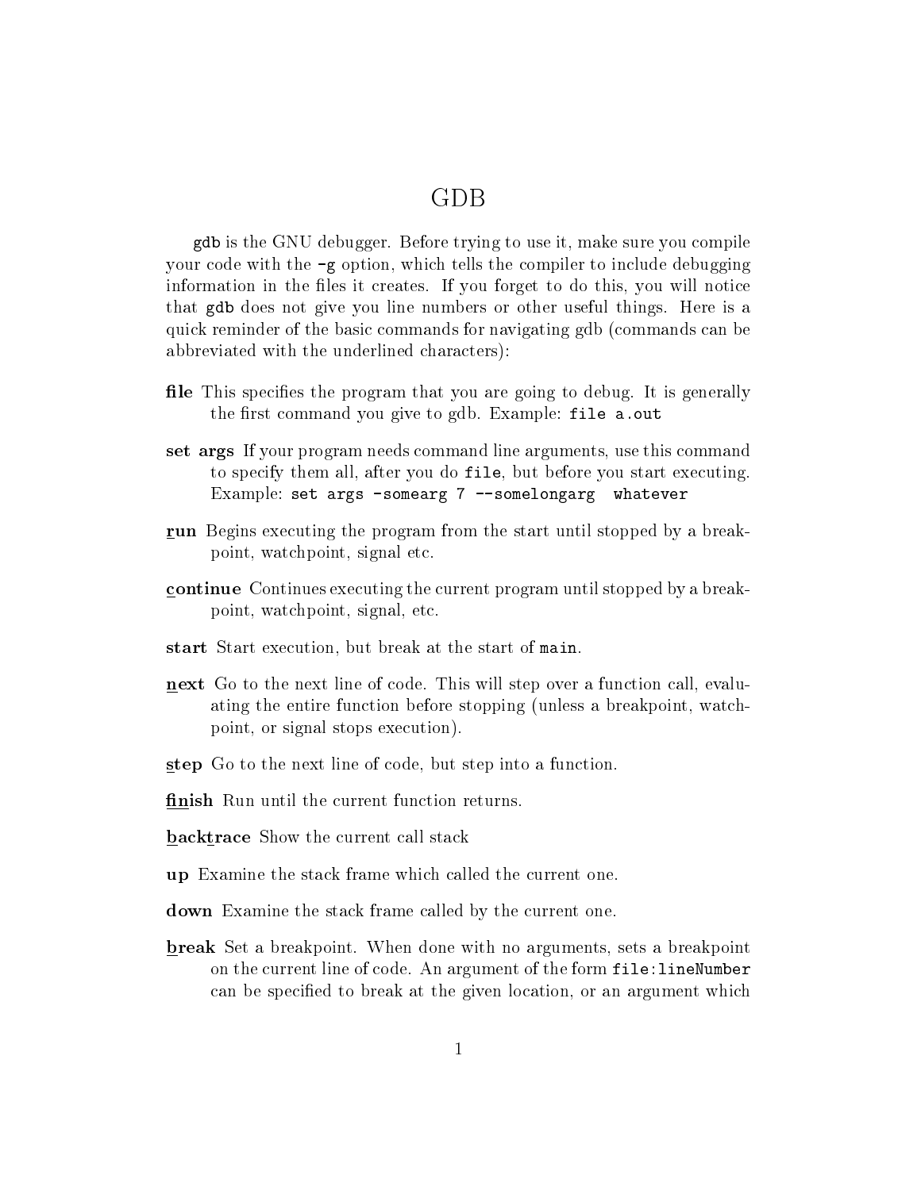# GDB

`gdb` is the GNU debugger. Before trying to use it, make sure you compile your code with the `-g` option, which tells the compiler to include debugging information in the files it creates. If you forget to do this, you will notice that `gdb` does not give you line numbers or other useful things. Here is a quick reminder of the basic commands for navigating gdb (commands can be abbreviated with the underlined characters):

- **file** This specifies the program that you are going to debug. It is generally the first command you give to gdb. Example: `file a.out`
- **set args** If your program needs command line arguments, use this command to specify them all, after you do `file`, but before you start executing. Example: `set args -somearg 7 --somelongarg whatever`
- **<u>r</u>un** Begins executing the program from the start until stopped by a breakpoint, watchpoint, signal etc.
- **<u>c</u>ontinue** Continues executing the current program until stopped by a breakpoint, watchpoint, signal, etc.
- **start** Start execution, but break at the start of `main`.
- **<u>n</u>ext** Go to the next line of code. This will step over a function call, evaluating the entire function before stopping (unless a breakpoint, watchpoint, or signal stops execution).
- **<u>s</u>tep** Go to the next line of code, but step into a function.
- **<u>fin</u>ish** Run until the current function returns.
- **<u>b</u>ack<u>t</u>race** Show the current call stack
- **up** Examine the stack frame which called the current one.
- **down** Examine the stack frame called by the current one.
- **<u>b</u>reak** Set a breakpoint. When done with no arguments, sets a breakpoint on the current line of code. An argument of the form `file:lineNumber` can be specified to break at the given location, or an argument which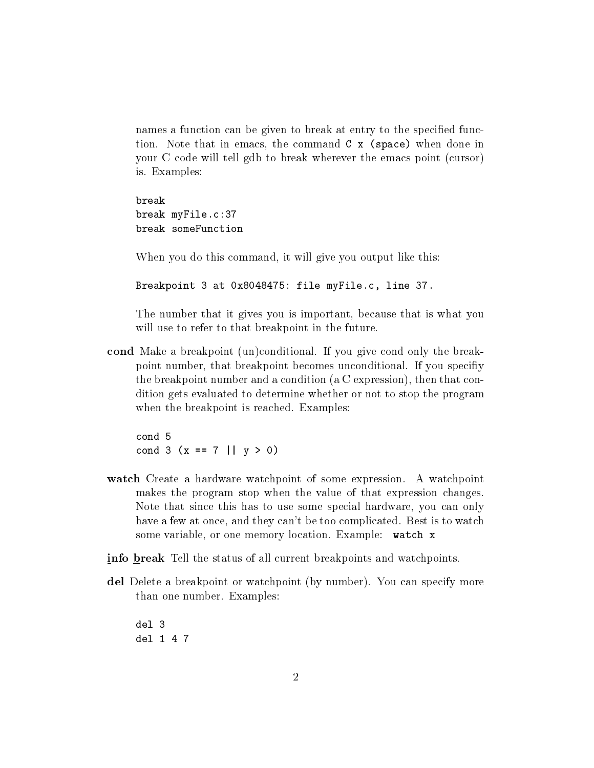names a function can be given to break at entry to the specified function. Note that in emacs, the command `C x (space)` when done in your C code will tell gdb to break wherever the emacs point (cursor) is. Examples:

```
break
break myFile.c:37
break someFunction
```

When you do this command, it will give you output like this:

```
Breakpoint 3 at 0x8048475: file myFile.c, line 37.
```

The number that it gives you is important, because that is what you will use to refer to that breakpoint in the future.

**cond** Make a breakpoint (un)conditional. If you give cond only the breakpoint number, that breakpoint becomes unconditional. If you specifiy the breakpoint number and a condition (a C expression), then that condition gets evaluated to determine whether or not to stop the program when the breakpoint is reached. Examples:

```
cond 5
cond 3 (x == 7 || y > 0)
```

**watch** Create a hardware watchpoint of some expression. A watchpoint makes the program stop when the value of that expression changes. Note that since this has to use some special hardware, you can only have a few at once, and they can't be too complicated. Best is to watch some variable, or one memory location. Example: `watch x`

**info break** Tell the status of all current breakpoints and watchpoints.

**del** Delete a breakpoint or watchpoint (by number). You can specify more than one number. Examples:

```
del 3
del 1 4 7
```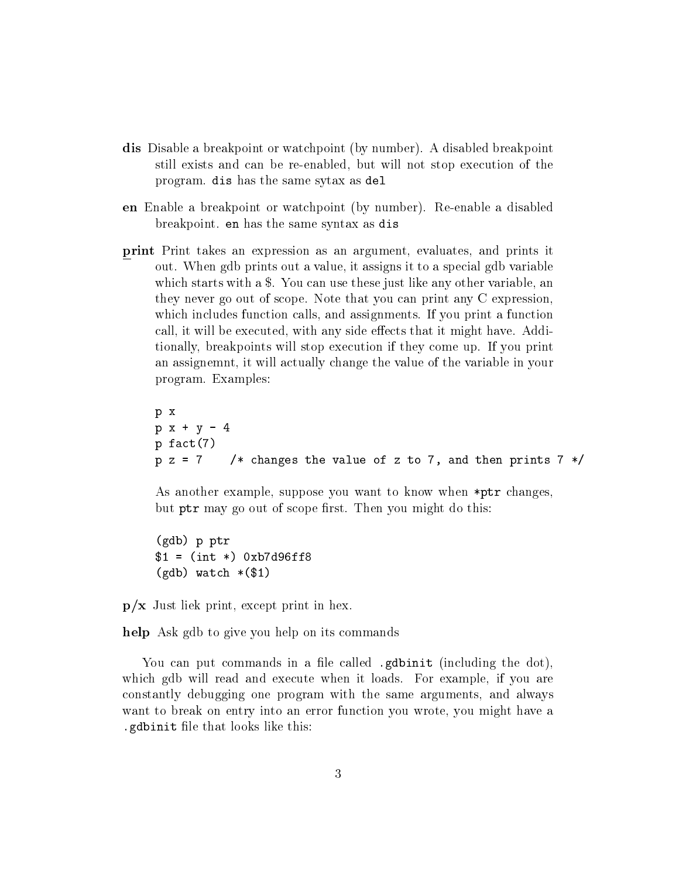**dis** Disable a breakpoint or watchpoint (by number). A disabled breakpoint still exists and can be re-enabled, but will not stop execution of the program. `dis` has the same sytax as `del`

**en** Enable a breakpoint or watchpoint (by number). Re-enable a disabled breakpoint. `en` has the same syntax as `dis`

**print** Print takes an expression as an argument, evaluates, and prints it out. When gdb prints out a value, it assigns it to a special gdb variable which starts with a $. You can use these just like any other variable, an they never go out of scope. Note that you can print any C expression, which includes function calls, and assignments. If you print a function call, it will be executed, with any side effects that it might have. Additionally, breakpoints will stop execution if they come up. If you print an assignemnt, it will actually change the value of the variable in your program. Examples:

```
p x
p x + y - 4
p fact(7)
p z = 7    /* changes the value of z to 7, and then prints 7 */
```

As another example, suppose you want to know when `*ptr` changes, but `ptr` may go out of scope first. Then you might do this:

```
(gdb) p ptr
$1 = (int *) 0xb7d96ff8
(gdb) watch *($1)
```

**p/x** Just liek print, except print in hex.

**help** Ask gdb to give you help on its commands

You can put commands in a file called `.gdbinit` (including the dot), which gdb will read and execute when it loads. For example, if you are constantly debugging one program with the same arguments, and always want to break on entry into an error function you wrote, you might have a `.gdbinit` file that looks like this: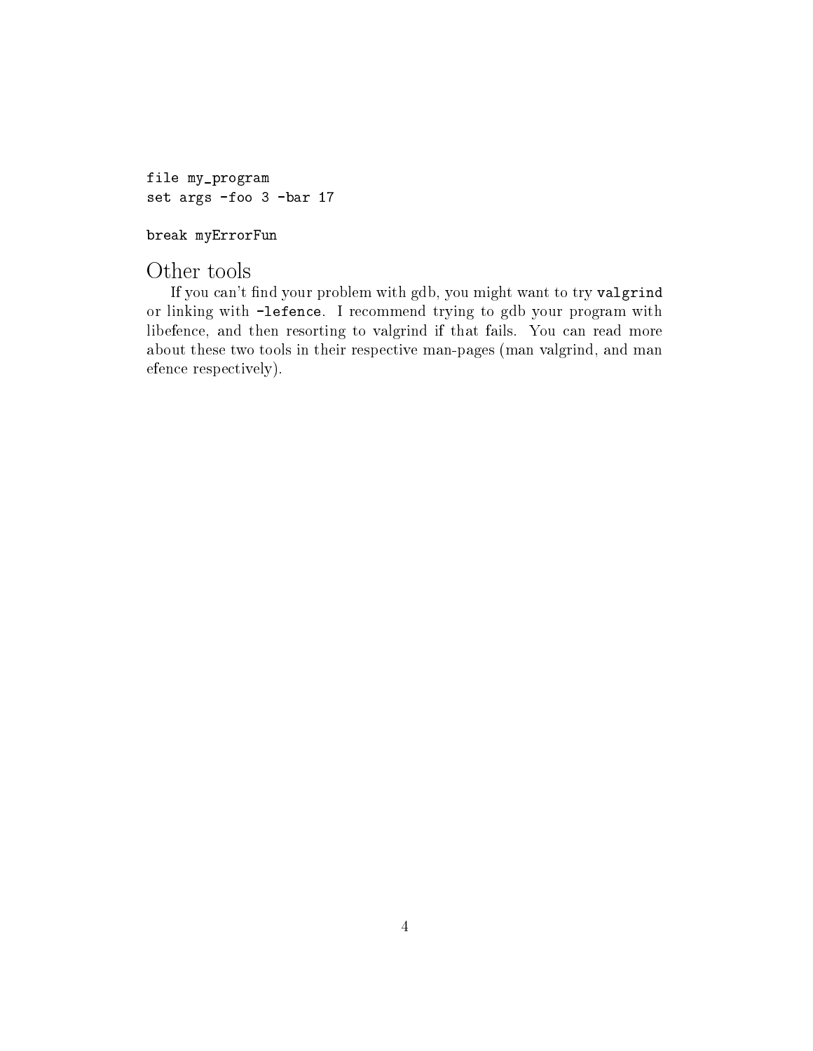```
file my_program
set args -foo 3 -bar 17

break myErrorFun
```

## Other tools

If you can't find your problem with gdb, you might want to try `valgrind` or linking with `-lefence`. I recommend trying to gdb your program with libefence, and then resorting to valgrind if that fails. You can read more about these two tools in their respective man-pages (man valgrind, and man efence respectively).